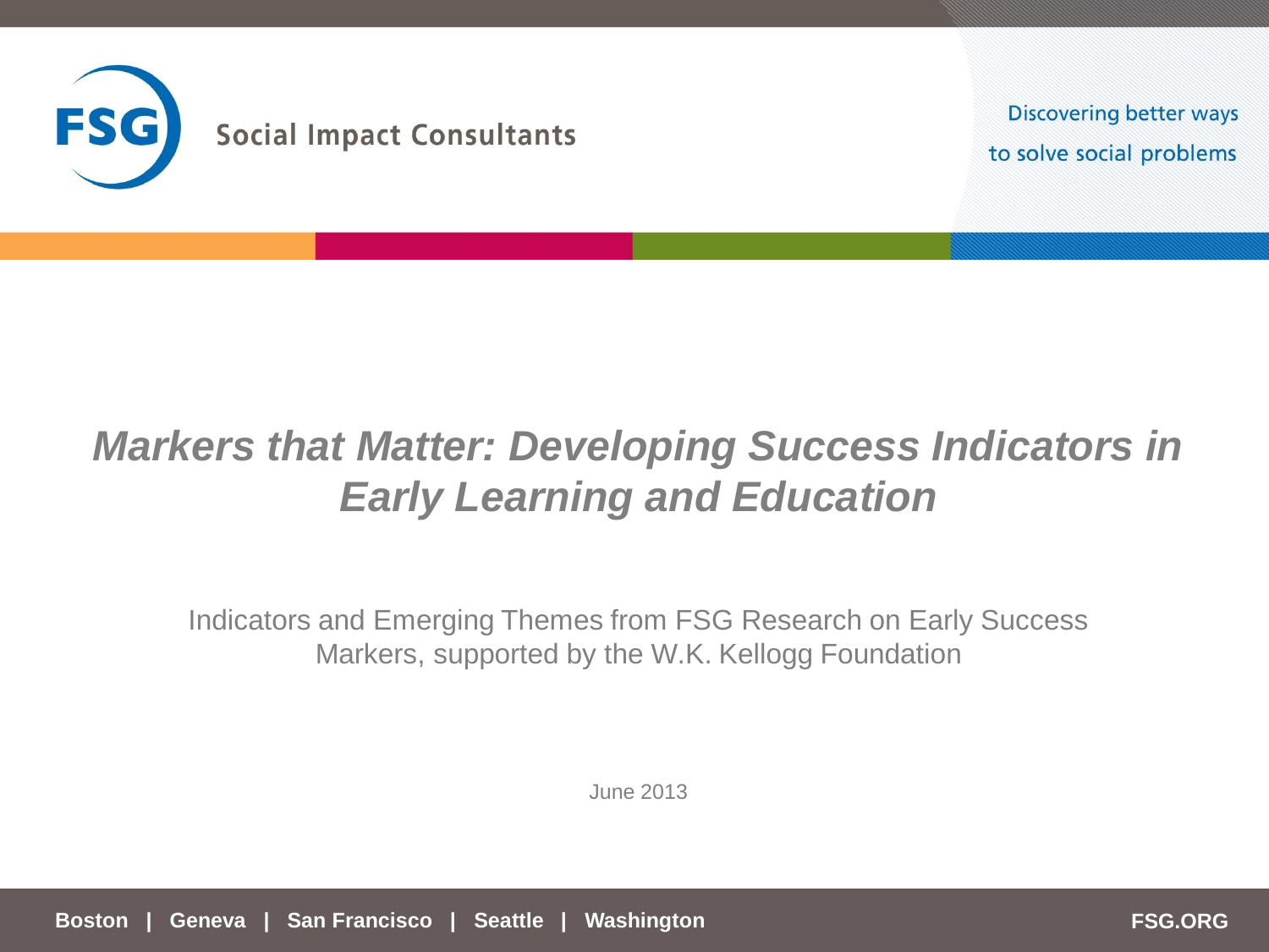FSG Social Impact Consultants

Discovering better ways to solve social problems

# *Markers that Matter: Developing Success Indicators in Early Learning and Education*

Indicators and Emerging Themes from FSG Research on Early Success Markers, supported by the W.K. Kellogg Foundation

June 2013

**Boston | Geneva | San Francisco | Seattle | Washington**

**FSG.ORG**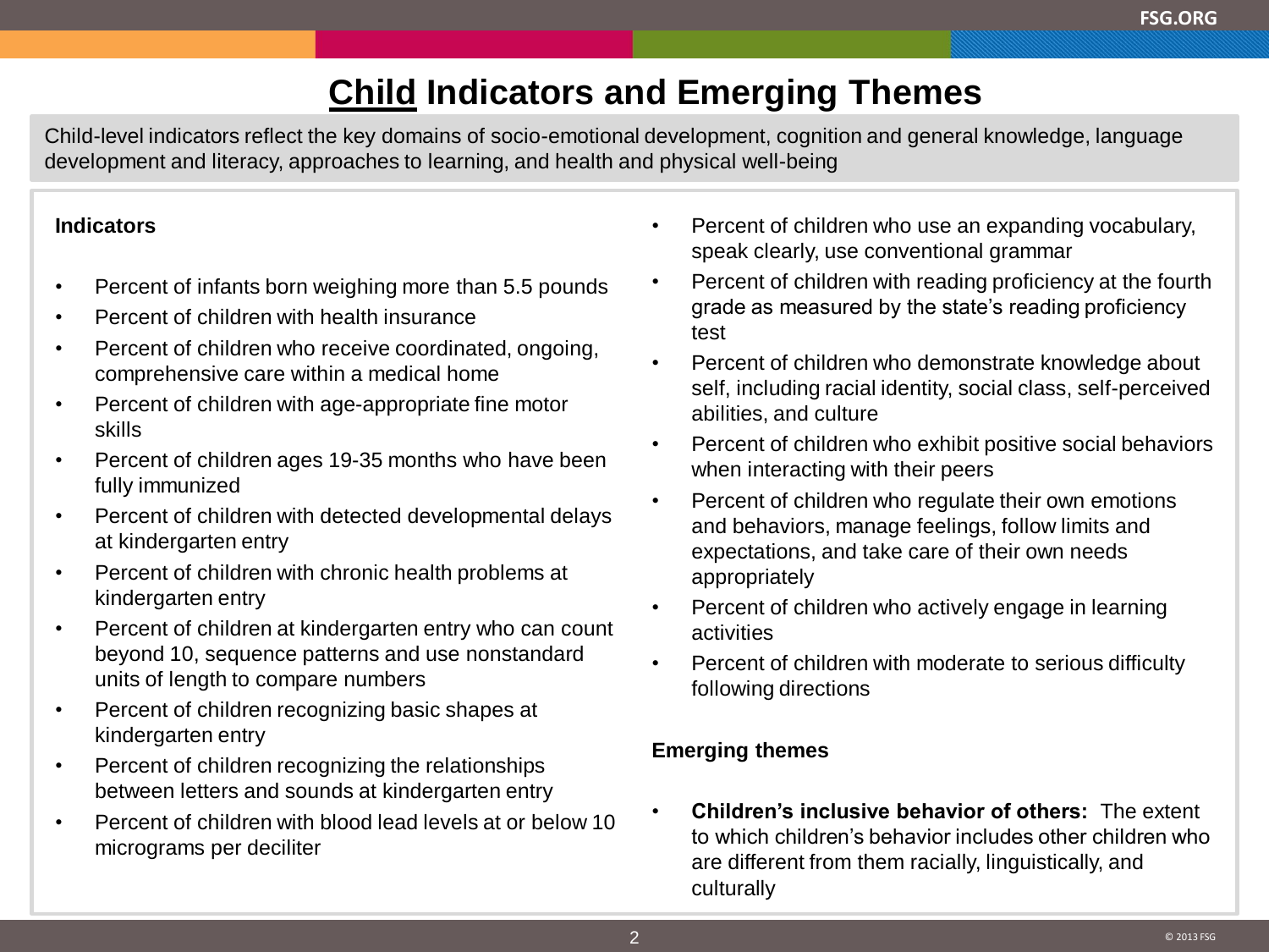# Child Indicators and Emerging Themes

Child-level indicators reflect the key domains of socio-emotional development, cognition and general knowledge, language development and literacy, approaches to learning, and health and physical well-being

**Indicators**

- Percent of infants born weighing more than 5.5 pounds
- Percent of children with health insurance
- Percent of children who receive coordinated, ongoing, comprehensive care within a medical home
- Percent of children with age-appropriate fine motor skills
- Percent of children ages 19-35 months who have been fully immunized
- Percent of children with detected developmental delays at kindergarten entry
- Percent of children with chronic health problems at kindergarten entry
- Percent of children at kindergarten entry who can count beyond 10, sequence patterns and use nonstandard units of length to compare numbers
- Percent of children recognizing basic shapes at kindergarten entry
- Percent of children recognizing the relationships between letters and sounds at kindergarten entry
- Percent of children with blood lead levels at or below 10 micrograms per deciliter
- Percent of children who use an expanding vocabulary, speak clearly, use conventional grammar
- Percent of children with reading proficiency at the fourth grade as measured by the state's reading proficiency test
- Percent of children who demonstrate knowledge about self, including racial identity, social class, self-perceived abilities, and culture
- Percent of children who exhibit positive social behaviors when interacting with their peers
- Percent of children who regulate their own emotions and behaviors, manage feelings, follow limits and expectations, and take care of their own needs appropriately
- Percent of children who actively engage in learning activities
- Percent of children with moderate to serious difficulty following directions

**Emerging themes**

- **Children's inclusive behavior of others:** The extent to which children's behavior includes other children who are different from them racially, linguistically, and culturally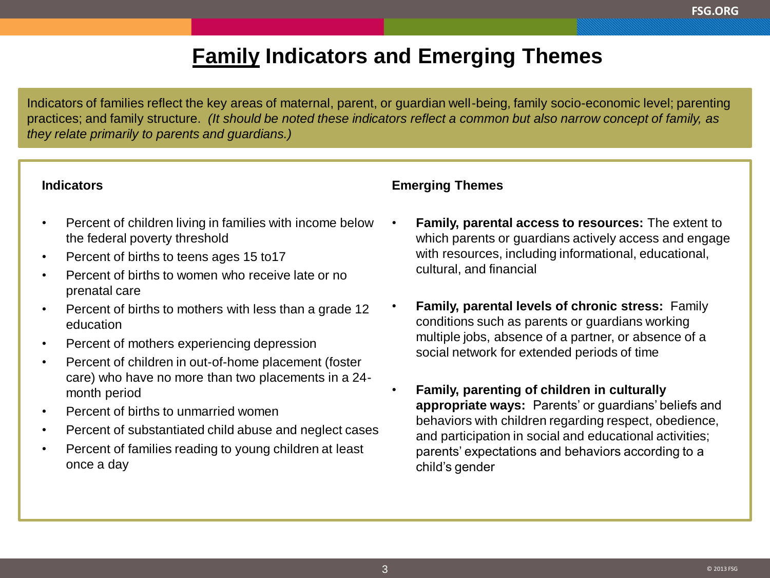# <u>Family</u> Indicators and Emerging Themes

Indicators of families reflect the key areas of maternal, parent, or guardian well-being, family socio-economic level; parenting practices; and family structure. *(It should be noted these indicators reflect a common but also narrow concept of family, as they relate primarily to parents and guardians.)*

### Indicators

- Percent of children living in families with income below the federal poverty threshold
- Percent of births to teens ages 15 to17
- Percent of births to women who receive late or no prenatal care
- Percent of births to mothers with less than a grade 12 education
- Percent of mothers experiencing depression
- Percent of children in out-of-home placement (foster care) who have no more than two placements in a 24-month period
- Percent of births to unmarried women
- Percent of substantiated child abuse and neglect cases
- Percent of families reading to young children at least once a day

### Emerging Themes

- **Family, parental access to resources:** The extent to which parents or guardians actively access and engage with resources, including informational, educational, cultural, and financial
- **Family, parental levels of chronic stress:** Family conditions such as parents or guardians working multiple jobs, absence of a partner, or absence of a social network for extended periods of time
- **Family, parenting of children in culturally appropriate ways:** Parents' or guardians' beliefs and behaviors with children regarding respect, obedience, and participation in social and educational activities; parents' expectations and behaviors according to a child's gender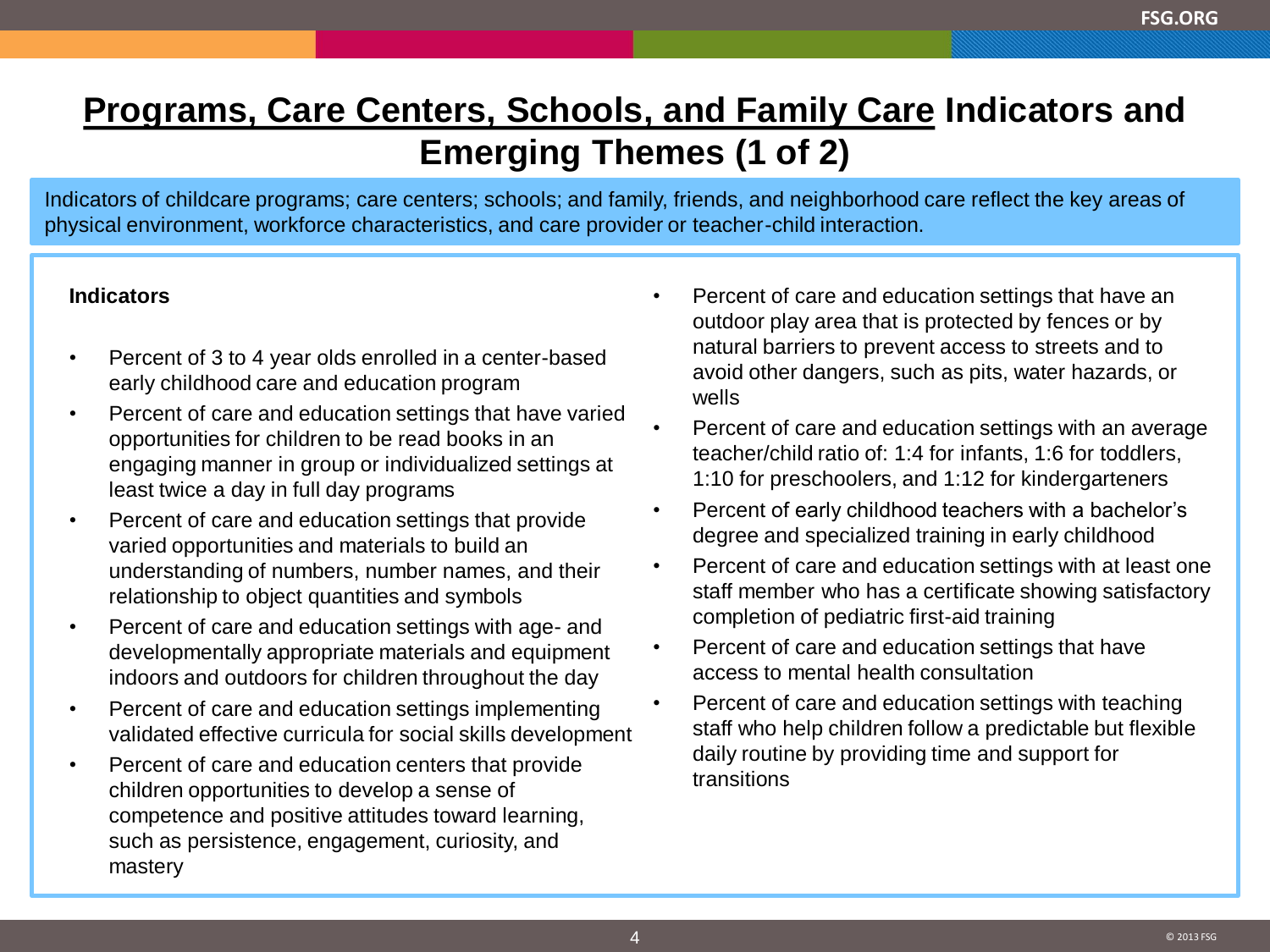# Programs, Care Centers, Schools, and Family Care Indicators and Emerging Themes (1 of 2)

Indicators of childcare programs; care centers; schools; and family, friends, and neighborhood care reflect the key areas of physical environment, workforce characteristics, and care provider or teacher-child interaction.

**Indicators**

- Percent of 3 to 4 year olds enrolled in a center-based early childhood care and education program
- Percent of care and education settings that have varied opportunities for children to be read books in an engaging manner in group or individualized settings at least twice a day in full day programs
- Percent of care and education settings that provide varied opportunities and materials to build an understanding of numbers, number names, and their relationship to object quantities and symbols
- Percent of care and education settings with age- and developmentally appropriate materials and equipment indoors and outdoors for children throughout the day
- Percent of care and education settings implementing validated effective curricula for social skills development
- Percent of care and education centers that provide children opportunities to develop a sense of competence and positive attitudes toward learning, such as persistence, engagement, curiosity, and mastery
- Percent of care and education settings that have an outdoor play area that is protected by fences or by natural barriers to prevent access to streets and to avoid other dangers, such as pits, water hazards, or wells
- Percent of care and education settings with an average teacher/child ratio of: 1:4 for infants, 1:6 for toddlers, 1:10 for preschoolers, and 1:12 for kindergarteners
- Percent of early childhood teachers with a bachelor's degree and specialized training in early childhood
- Percent of care and education settings with at least one staff member who has a certificate showing satisfactory completion of pediatric first-aid training
- Percent of care and education settings that have access to mental health consultation
- Percent of care and education settings with teaching staff who help children follow a predictable but flexible daily routine by providing time and support for transitions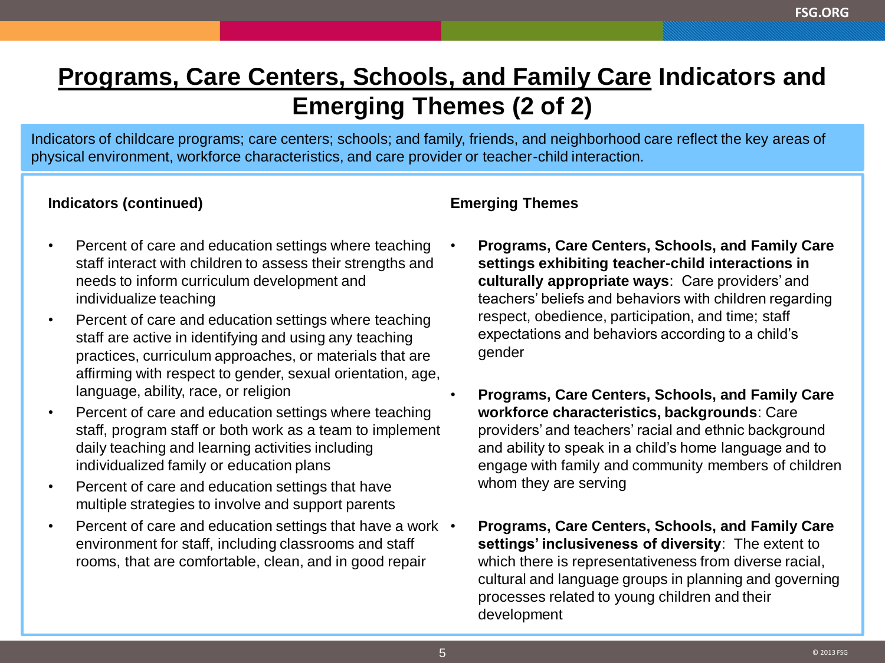# <u>Programs, Care Centers, Schools, and Family Care</u> Indicators and Emerging Themes (2 of 2)

Indicators of childcare programs; care centers; schools; and family, friends, and neighborhood care reflect the key areas of physical environment, workforce characteristics, and care provider or teacher-child interaction.

**Indicators (continued)**

- Percent of care and education settings where teaching staff interact with children to assess their strengths and needs to inform curriculum development and individualize teaching
- Percent of care and education settings where teaching staff are active in identifying and using any teaching practices, curriculum approaches, or materials that are affirming with respect to gender, sexual orientation, age, language, ability, race, or religion
- Percent of care and education settings where teaching staff, program staff or both work as a team to implement daily teaching and learning activities including individualized family or education plans
- Percent of care and education settings that have multiple strategies to involve and support parents
- Percent of care and education settings that have a work environment for staff, including classrooms and staff rooms, that are comfortable, clean, and in good repair

**Emerging Themes**

- **Programs, Care Centers, Schools, and Family Care settings exhibiting teacher-child interactions in culturally appropriate ways**: Care providers' and teachers' beliefs and behaviors with children regarding respect, obedience, participation, and time; staff expectations and behaviors according to a child's gender
- **Programs, Care Centers, Schools, and Family Care workforce characteristics, backgrounds**: Care providers' and teachers' racial and ethnic background and ability to speak in a child's home language and to engage with family and community members of children whom they are serving
- **Programs, Care Centers, Schools, and Family Care settings' inclusiveness of diversity**: The extent to which there is representativeness from diverse racial, cultural and language groups in planning and governing processes related to young children and their development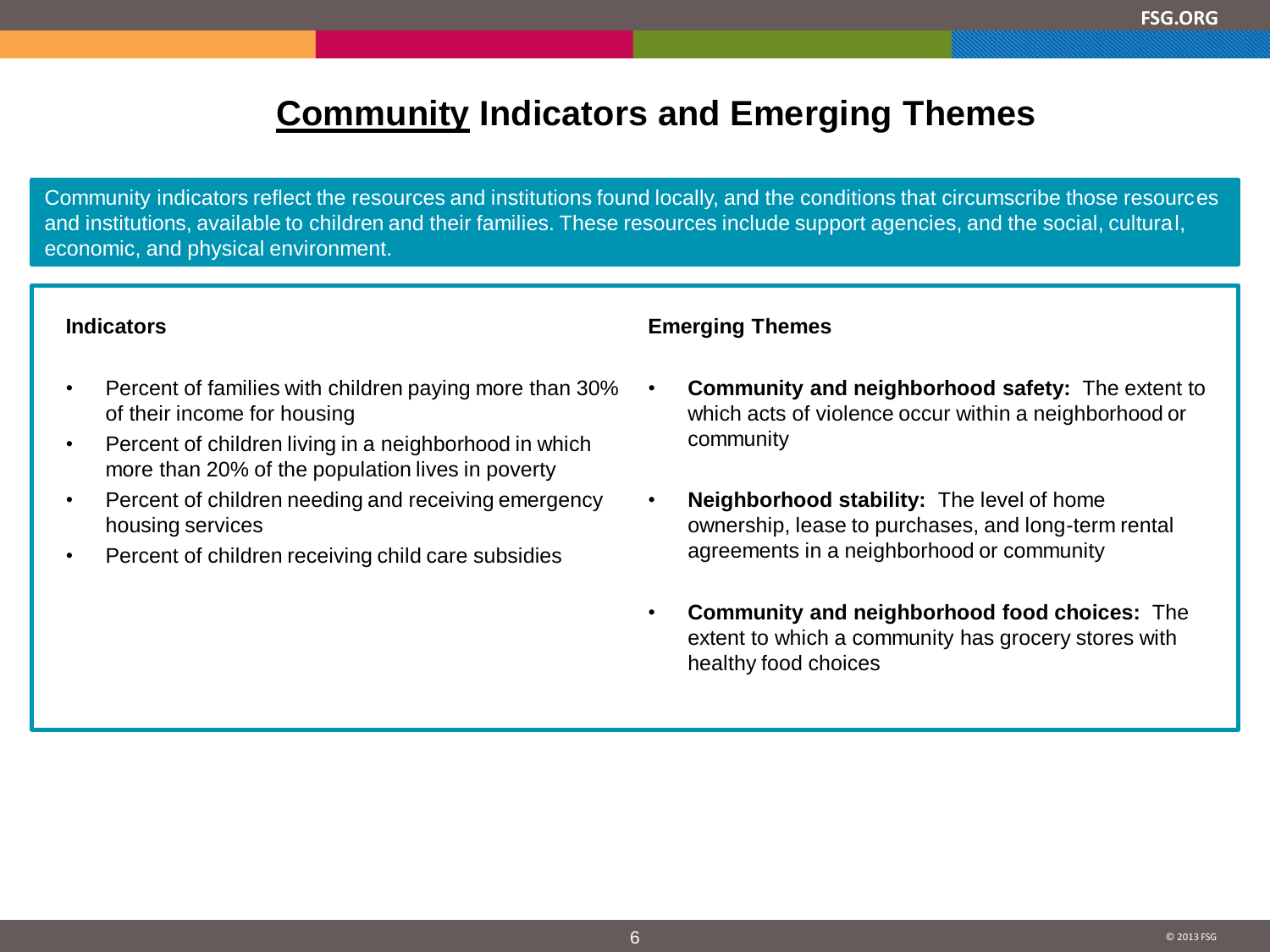# <u>Community</u> Indicators and Emerging Themes

Community indicators reflect the resources and institutions found locally, and the conditions that circumscribe those resources and institutions, available to children and their families. These resources include support agencies, and the social, cultural, economic, and physical environment.

**Indicators**

- Percent of families with children paying more than 30% of their income for housing
- Percent of children living in a neighborhood in which more than 20% of the population lives in poverty
- Percent of children needing and receiving emergency housing services
- Percent of children receiving child care subsidies

**Emerging Themes**

- **Community and neighborhood safety:** The extent to which acts of violence occur within a neighborhood or community
- **Neighborhood stability:** The level of home ownership, lease to purchases, and long-term rental agreements in a neighborhood or community
- **Community and neighborhood food choices:** The extent to which a community has grocery stores with healthy food choices

© 2013 FSG